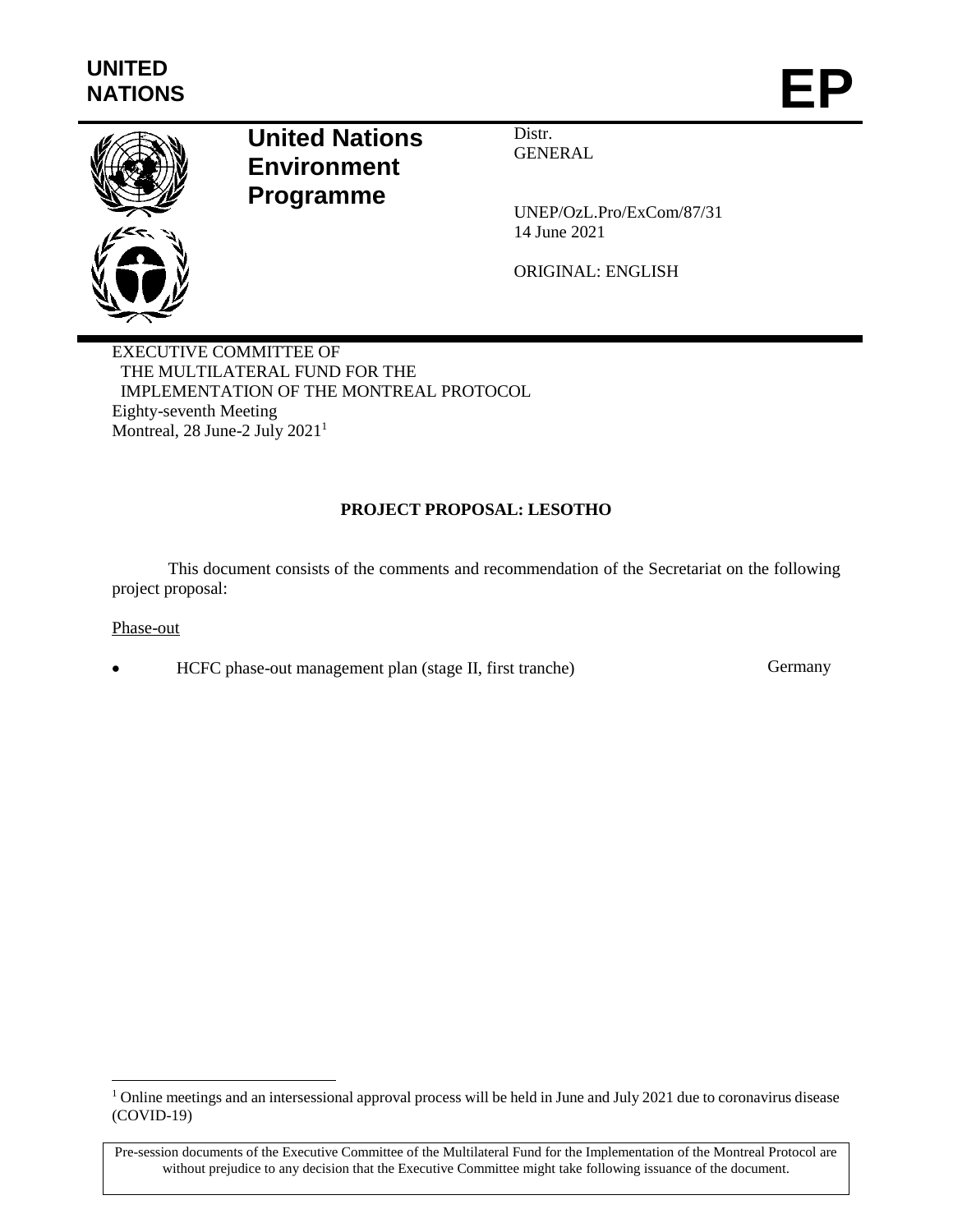UNITED NATIONS

# EP

**United Nations Environment Programme**

Distr.
GENERAL

UNEP/OzL.Pro/ExCom/87/31
14 June 2021

ORIGINAL: ENGLISH

EXECUTIVE COMMITTEE OF
THE MULTILATERAL FUND FOR THE
IMPLEMENTATION OF THE MONTREAL PROTOCOL
Eighty-seventh Meeting
Montreal, 28 June-2 July 2021[1]

## PROJECT PROPOSAL: LESOTHO

This document consists of the comments and recommendation of the Secretariat on the following project proposal:

Phase-out

- HCFC phase-out management plan (stage II, first tranche) — Germany

[1] Online meetings and an intersessional approval process will be held in June and July 2021 due to coronavirus disease (COVID-19)

Pre-session documents of the Executive Committee of the Multilateral Fund for the Implementation of the Montreal Protocol are without prejudice to any decision that the Executive Committee might take following issuance of the document.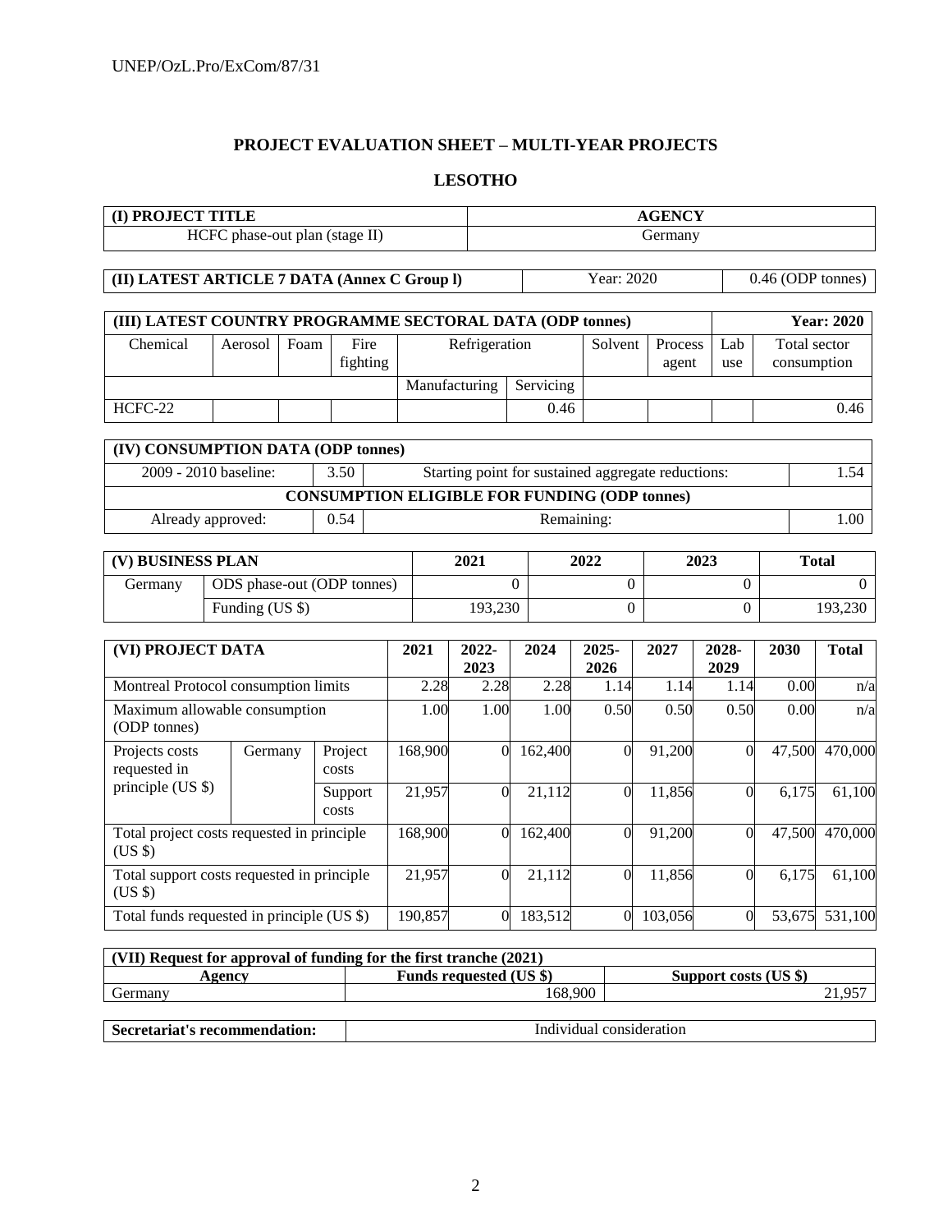# PROJECT EVALUATION SHEET – MULTI-YEAR PROJECTS

## LESOTHO

| (I) PROJECT TITLE | AGENCY |
|---|---|
| HCFC phase-out plan (stage II) | Germany |

| (II) LATEST ARTICLE 7 DATA (Annex C Group l) | Year: 2020 | 0.46 (ODP tonnes) |
|---|---|---|

| (III) LATEST COUNTRY PROGRAMME SECTORAL DATA (ODP tonnes) | | | | | | | | | Year: 2020 |
|---|---|---|---|---|---|---|---|---|---|
| Chemical | Aerosol | Foam | Fire fighting | Refrigeration | | Solvent | Process agent | Lab use | Total sector consumption |
| | | | | Manufacturing | Servicing | | | | |
| HCFC-22 | | | | | 0.46 | | | | 0.46 |

| (IV) CONSUMPTION DATA (ODP tonnes) | | | |
|---|---|---|---|
| 2009 - 2010 baseline: | 3.50 | Starting point for sustained aggregate reductions: | 1.54 |
| CONSUMPTION ELIGIBLE FOR FUNDING (ODP tonnes) | | | |
| Already approved: | 0.54 | Remaining: | 1.00 |

| (V) BUSINESS PLAN | | 2021 | 2022 | 2023 | Total |
|---|---|---|---|---|---|
| Germany | ODS phase-out (ODP tonnes) | 0 | 0 | 0 | 0 |
| | Funding (US $) | 193,230 | 0 | 0 | 193,230 |

| (VI) PROJECT DATA | | | 2021 | 2022-2023 | 2024 | 2025-2026 | 2027 | 2028-2029 | 2030 | Total |
|---|---|---|---|---|---|---|---|---|---|---|
| Montreal Protocol consumption limits | | | 2.28 | 2.28 | 2.28 | 1.14 | 1.14 | 1.14 | 0.00 | n/a |
| Maximum allowable consumption (ODP tonnes) | | | 1.00 | 1.00 | 1.00 | 0.50 | 0.50 | 0.50 | 0.00 | n/a |
| Projects costs requested in principle (US $) | Germany | Project costs | 168,900 | 0 | 162,400 | 0 | 91,200 | 0 | 47,500 | 470,000 |
| | | Support costs | 21,957 | 0 | 21,112 | 0 | 11,856 | 0 | 6,175 | 61,100 |
| Total project costs requested in principle (US $) | | | 168,900 | 0 | 162,400 | 0 | 91,200 | 0 | 47,500 | 470,000 |
| Total support costs requested in principle (US $) | | | 21,957 | 0 | 21,112 | 0 | 11,856 | 0 | 6,175 | 61,100 |
| Total funds requested in principle (US $) | | | 190,857 | 0 | 183,512 | 0 | 103,056 | 0 | 53,675 | 531,100 |

| (VII) Request for approval of funding for the first tranche (2021) | | |
|---|---|---|
| Agency | Funds requested (US $) | Support costs (US $) |
| Germany | 168,900 | 21,957 |

| Secretariat's recommendation: | Individual consideration |
|---|---|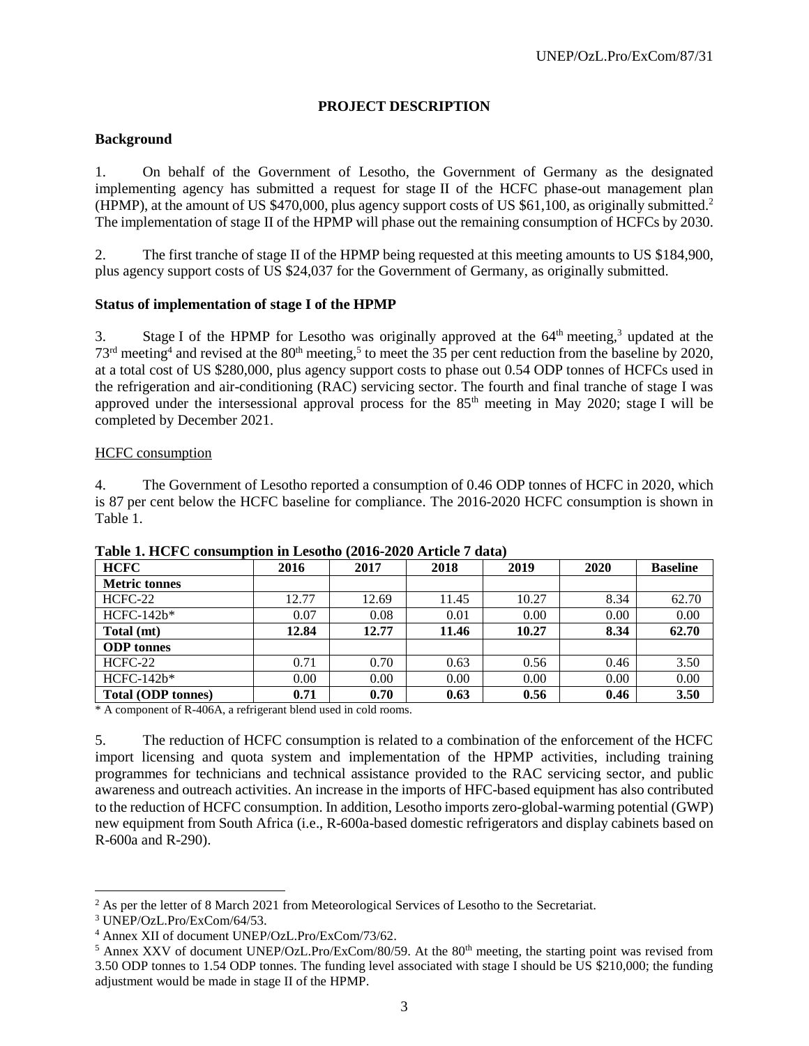## PROJECT DESCRIPTION

### Background

1. On behalf of the Government of Lesotho, the Government of Germany as the designated implementing agency has submitted a request for stage II of the HCFC phase-out management plan (HPMP), at the amount of US $470,000, plus agency support costs of US $61,100, as originally submitted.[2] The implementation of stage II of the HPMP will phase out the remaining consumption of HCFCs by 2030.

2. The first tranche of stage II of the HPMP being requested at this meeting amounts to US $184,900, plus agency support costs of US $24,037 for the Government of Germany, as originally submitted.

### Status of implementation of stage I of the HPMP

3. Stage I of the HPMP for Lesotho was originally approved at the 64th meeting,[3] updated at the 73rd meeting[4] and revised at the 80th meeting,[5] to meet the 35 per cent reduction from the baseline by 2020, at a total cost of US $280,000, plus agency support costs to phase out 0.54 ODP tonnes of HCFCs used in the refrigeration and air-conditioning (RAC) servicing sector. The fourth and final tranche of stage I was approved under the intersessional approval process for the 85th meeting in May 2020; stage I will be completed by December 2021.

HCFC consumption

4. The Government of Lesotho reported a consumption of 0.46 ODP tonnes of HCFC in 2020, which is 87 per cent below the HCFC baseline for compliance. The 2016-2020 HCFC consumption is shown in Table 1.

**Table 1. HCFC consumption in Lesotho (2016-2020 Article 7 data)**

| HCFC | 2016 | 2017 | 2018 | 2019 | 2020 | Baseline |
|---|---|---|---|---|---|---|
| **Metric tonnes** | | | | | | |
| HCFC-22 | 12.77 | 12.69 | 11.45 | 10.27 | 8.34 | 62.70 |
| HCFC-142b* | 0.07 | 0.08 | 0.01 | 0.00 | 0.00 | 0.00 |
| **Total (mt)** | **12.84** | **12.77** | **11.46** | **10.27** | **8.34** | **62.70** |
| **ODP tonnes** | | | | | | |
| HCFC-22 | 0.71 | 0.70 | 0.63 | 0.56 | 0.46 | 3.50 |
| HCFC-142b* | 0.00 | 0.00 | 0.00 | 0.00 | 0.00 | 0.00 |
| **Total (ODP tonnes)** | **0.71** | **0.70** | **0.63** | **0.56** | **0.46** | **3.50** |

\* A component of R-406A, a refrigerant blend used in cold rooms.

5. The reduction of HCFC consumption is related to a combination of the enforcement of the HCFC import licensing and quota system and implementation of the HPMP activities, including training programmes for technicians and technical assistance provided to the RAC servicing sector, and public awareness and outreach activities. An increase in the imports of HFC-based equipment has also contributed to the reduction of HCFC consumption. In addition, Lesotho imports zero-global-warming potential (GWP) new equipment from South Africa (i.e., R-600a-based domestic refrigerators and display cabinets based on R-600a and R-290).

---

[2] As per the letter of 8 March 2021 from Meteorological Services of Lesotho to the Secretariat.

[3] UNEP/OzL.Pro/ExCom/64/53.

[4] Annex XII of document UNEP/OzL.Pro/ExCom/73/62.

[5] Annex XXV of document UNEP/OzL.Pro/ExCom/80/59. At the 80th meeting, the starting point was revised from 3.50 ODP tonnes to 1.54 ODP tonnes. The funding level associated with stage I should be US $210,000; the funding adjustment would be made in stage II of the HPMP.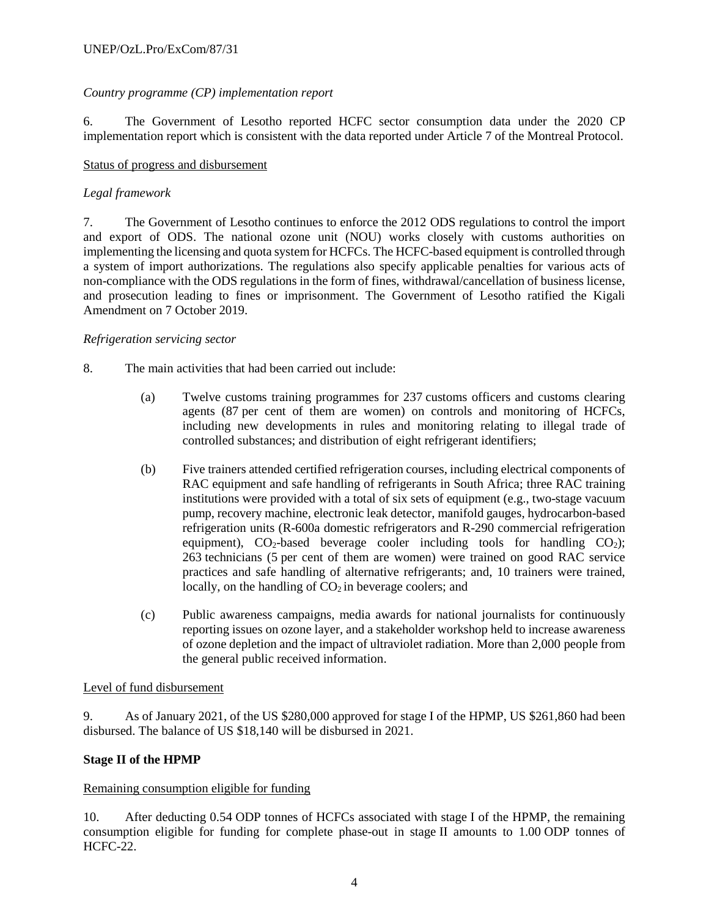*Country programme (CP) implementation report*

6. The Government of Lesotho reported HCFC sector consumption data under the 2020 CP implementation report which is consistent with the data reported under Article 7 of the Montreal Protocol.

Status of progress and disbursement

*Legal framework*

7. The Government of Lesotho continues to enforce the 2012 ODS regulations to control the import and export of ODS. The national ozone unit (NOU) works closely with customs authorities on implementing the licensing and quota system for HCFCs. The HCFC-based equipment is controlled through a system of import authorizations. The regulations also specify applicable penalties for various acts of non-compliance with the ODS regulations in the form of fines, withdrawal/cancellation of business license, and prosecution leading to fines or imprisonment. The Government of Lesotho ratified the Kigali Amendment on 7 October 2019.

*Refrigeration servicing sector*

8. The main activities that had been carried out include:

(a) Twelve customs training programmes for 237 customs officers and customs clearing agents (87 per cent of them are women) on controls and monitoring of HCFCs, including new developments in rules and monitoring relating to illegal trade of controlled substances; and distribution of eight refrigerant identifiers;

(b) Five trainers attended certified refrigeration courses, including electrical components of RAC equipment and safe handling of refrigerants in South Africa; three RAC training institutions were provided with a total of six sets of equipment (e.g., two-stage vacuum pump, recovery machine, electronic leak detector, manifold gauges, hydrocarbon-based refrigeration units (R-600a domestic refrigerators and R-290 commercial refrigeration equipment), $CO_2$-based beverage cooler including tools for handling $CO_2$); 263 technicians (5 per cent of them are women) were trained on good RAC service practices and safe handling of alternative refrigerants; and, 10 trainers were trained, locally, on the handling of $CO_2$ in beverage coolers; and

(c) Public awareness campaigns, media awards for national journalists for continuously reporting issues on ozone layer, and a stakeholder workshop held to increase awareness of ozone depletion and the impact of ultraviolet radiation. More than 2,000 people from the general public received information.

Level of fund disbursement

9. As of January 2021, of the US $280,000 approved for stage I of the HPMP, US $261,860 had been disbursed. The balance of US $18,140 will be disbursed in 2021.

**Stage II of the HPMP**

Remaining consumption eligible for funding

10. After deducting 0.54 ODP tonnes of HCFCs associated with stage I of the HPMP, the remaining consumption eligible for funding for complete phase-out in stage II amounts to 1.00 ODP tonnes of HCFC-22.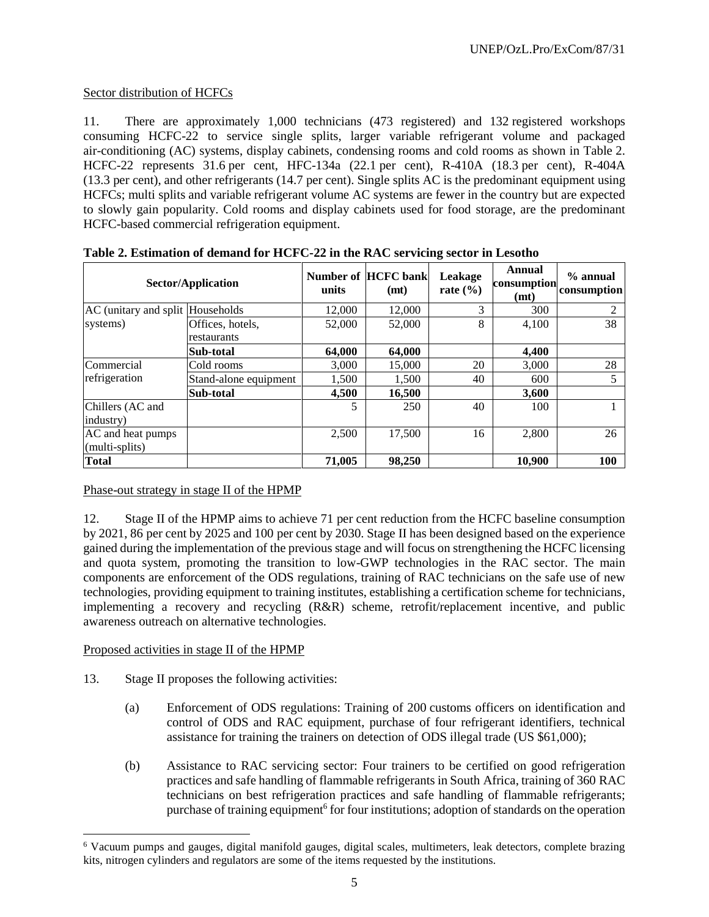Sector distribution of HCFCs

11. There are approximately 1,000 technicians (473 registered) and 132 registered workshops consuming HCFC-22 to service single splits, larger variable refrigerant volume and packaged air-conditioning (AC) systems, display cabinets, condensing rooms and cold rooms as shown in Table 2. HCFC-22 represents 31.6 per cent, HFC-134a (22.1 per cent), R-410A (18.3 per cent), R-404A (13.3 per cent), and other refrigerants (14.7 per cent). Single splits AC is the predominant equipment using HCFCs; multi splits and variable refrigerant volume AC systems are fewer in the country but are expected to slowly gain popularity. Cold rooms and display cabinets used for food storage, are the predominant HCFC-based commercial refrigeration equipment.

**Table 2. Estimation of demand for HCFC-22 in the RAC servicing sector in Lesotho**

| Sector/Application | | Number of units | HCFC bank (mt) | Leakage rate (%) | Annual consumption (mt) | % annual consumption |
|---|---|---|---|---|---|---|
| AC (unitary and split systems) | Households | 12,000 | 12,000 | 3 | 300 | 2 |
| | Offices, hotels, restaurants | 52,000 | 52,000 | 8 | 4,100 | 38 |
| | **Sub-total** | **64,000** | **64,000** | | **4,400** | |
| Commercial refrigeration | Cold rooms | 3,000 | 15,000 | 20 | 3,000 | 28 |
| | Stand-alone equipment | 1,500 | 1,500 | 40 | 600 | 5 |
| | **Sub-total** | **4,500** | **16,500** | | **3,600** | |
| Chillers (AC and industry) | | 5 | 250 | 40 | 100 | 1 |
| AC and heat pumps (multi-splits) | | 2,500 | 17,500 | 16 | 2,800 | 26 |
| **Total** | | **71,005** | **98,250** | | **10,900** | **100** |

Phase-out strategy in stage II of the HPMP

12. Stage II of the HPMP aims to achieve 71 per cent reduction from the HCFC baseline consumption by 2021, 86 per cent by 2025 and 100 per cent by 2030. Stage II has been designed based on the experience gained during the implementation of the previous stage and will focus on strengthening the HCFC licensing and quota system, promoting the transition to low-GWP technologies in the RAC sector. The main components are enforcement of the ODS regulations, training of RAC technicians on the safe use of new technologies, providing equipment to training institutes, establishing a certification scheme for technicians, implementing a recovery and recycling (R&R) scheme, retrofit/replacement incentive, and public awareness outreach on alternative technologies.

Proposed activities in stage II of the HPMP

13. Stage II proposes the following activities:

(a) Enforcement of ODS regulations: Training of 200 customs officers on identification and control of ODS and RAC equipment, purchase of four refrigerant identifiers, technical assistance for training the trainers on detection of ODS illegal trade (US $61,000);

(b) Assistance to RAC servicing sector: Four trainers to be certified on good refrigeration practices and safe handling of flammable refrigerants in South Africa, training of 360 RAC technicians on best refrigeration practices and safe handling of flammable refrigerants; purchase of training equipment[6] for four institutions; adoption of standards on the operation

[6] Vacuum pumps and gauges, digital manifold gauges, digital scales, multimeters, leak detectors, complete brazing kits, nitrogen cylinders and regulators are some of the items requested by the institutions.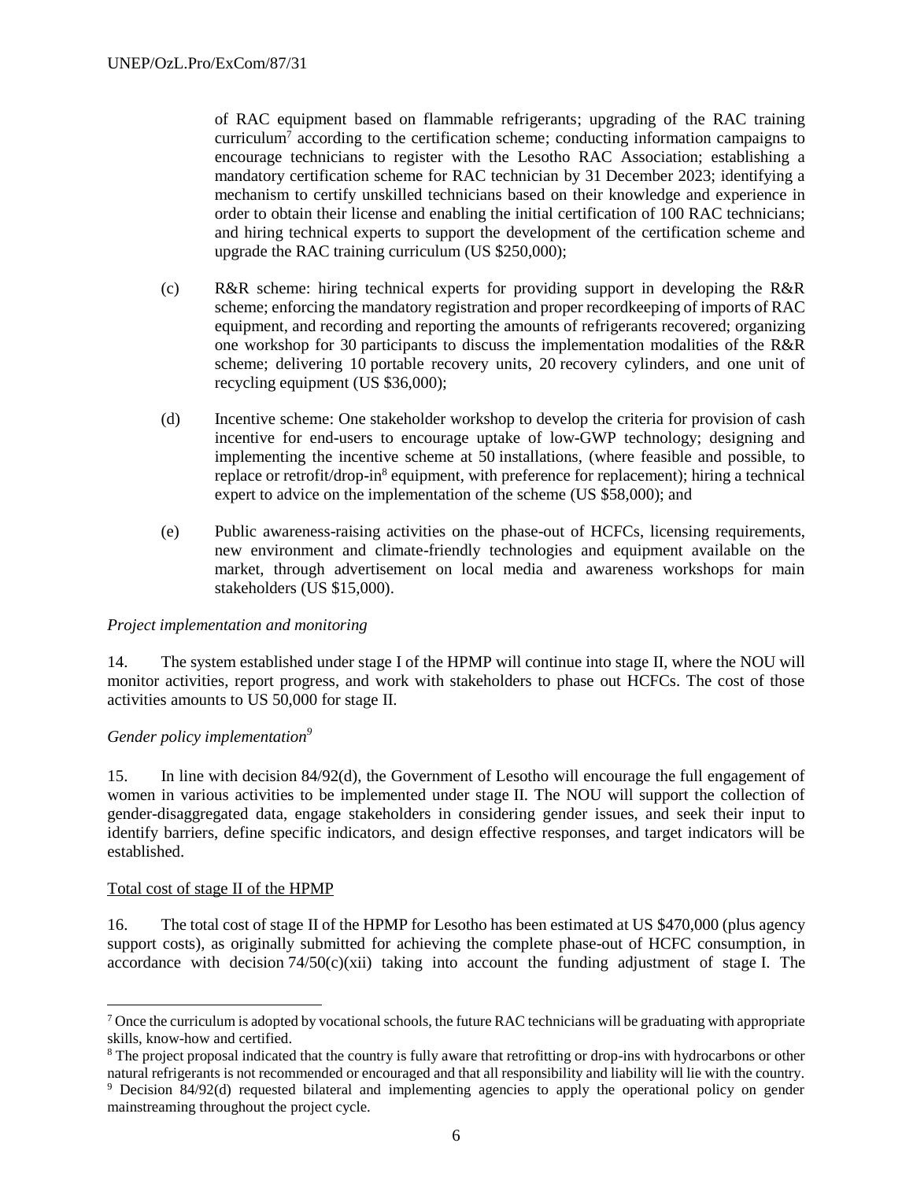of RAC equipment based on flammable refrigerants; upgrading of the RAC training curriculum[7] according to the certification scheme; conducting information campaigns to encourage technicians to register with the Lesotho RAC Association; establishing a mandatory certification scheme for RAC technician by 31 December 2023; identifying a mechanism to certify unskilled technicians based on their knowledge and experience in order to obtain their license and enabling the initial certification of 100 RAC technicians; and hiring technical experts to support the development of the certification scheme and upgrade the RAC training curriculum (US $250,000);

(c) R&R scheme: hiring technical experts for providing support in developing the R&R scheme; enforcing the mandatory registration and proper recordkeeping of imports of RAC equipment, and recording and reporting the amounts of refrigerants recovered; organizing one workshop for 30 participants to discuss the implementation modalities of the R&R scheme; delivering 10 portable recovery units, 20 recovery cylinders, and one unit of recycling equipment (US $36,000);

(d) Incentive scheme: One stakeholder workshop to develop the criteria for provision of cash incentive for end-users to encourage uptake of low-GWP technology; designing and implementing the incentive scheme at 50 installations, (where feasible and possible, to replace or retrofit/drop-in[8] equipment, with preference for replacement); hiring a technical expert to advice on the implementation of the scheme (US $58,000); and

(e) Public awareness-raising activities on the phase-out of HCFCs, licensing requirements, new environment and climate-friendly technologies and equipment available on the market, through advertisement on local media and awareness workshops for main stakeholders (US $15,000).

*Project implementation and monitoring*

14. The system established under stage I of the HPMP will continue into stage II, where the NOU will monitor activities, report progress, and work with stakeholders to phase out HCFCs. The cost of those activities amounts to US 50,000 for stage II.

*Gender policy implementation*[9]

15. In line with decision 84/92(d), the Government of Lesotho will encourage the full engagement of women in various activities to be implemented under stage II. The NOU will support the collection of gender-disaggregated data, engage stakeholders in considering gender issues, and seek their input to identify barriers, define specific indicators, and design effective responses, and target indicators will be established.

Total cost of stage II of the HPMP

16. The total cost of stage II of the HPMP for Lesotho has been estimated at US $470,000 (plus agency support costs), as originally submitted for achieving the complete phase-out of HCFC consumption, in accordance with decision 74/50(c)(xii) taking into account the funding adjustment of stage I. The

---

[7] Once the curriculum is adopted by vocational schools, the future RAC technicians will be graduating with appropriate skills, know-how and certified.

[8] The project proposal indicated that the country is fully aware that retrofitting or drop-ins with hydrocarbons or other natural refrigerants is not recommended or encouraged and that all responsibility and liability will lie with the country.

[9] Decision 84/92(d) requested bilateral and implementing agencies to apply the operational policy on gender mainstreaming throughout the project cycle.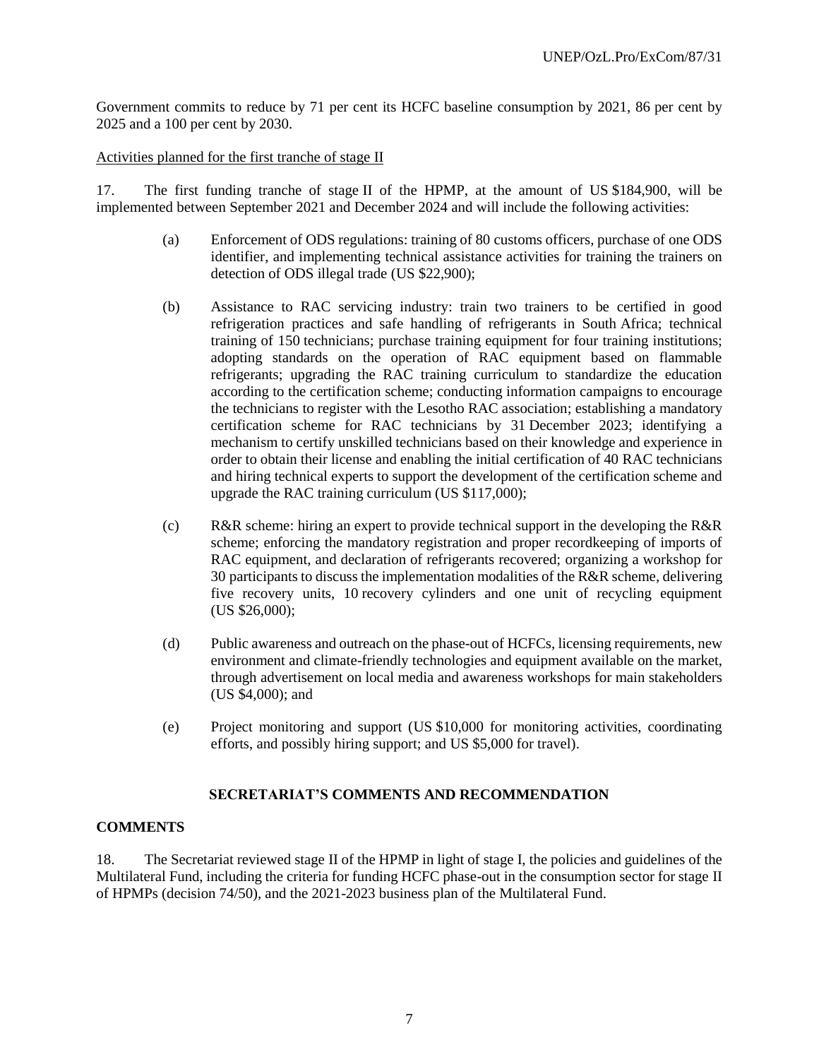Government commits to reduce by 71 per cent its HCFC baseline consumption by 2021, 86 per cent by 2025 and a 100 per cent by 2030.

Activities planned for the first tranche of stage II

17. The first funding tranche of stage II of the HPMP, at the amount of US $184,900, will be implemented between September 2021 and December 2024 and will include the following activities:

(a) Enforcement of ODS regulations: training of 80 customs officers, purchase of one ODS identifier, and implementing technical assistance activities for training the trainers on detection of ODS illegal trade (US $22,900);

(b) Assistance to RAC servicing industry: train two trainers to be certified in good refrigeration practices and safe handling of refrigerants in South Africa; technical training of 150 technicians; purchase training equipment for four training institutions; adopting standards on the operation of RAC equipment based on flammable refrigerants; upgrading the RAC training curriculum to standardize the education according to the certification scheme; conducting information campaigns to encourage the technicians to register with the Lesotho RAC association; establishing a mandatory certification scheme for RAC technicians by 31 December 2023; identifying a mechanism to certify unskilled technicians based on their knowledge and experience in order to obtain their license and enabling the initial certification of 40 RAC technicians and hiring technical experts to support the development of the certification scheme and upgrade the RAC training curriculum (US $117,000);

(c) R&R scheme: hiring an expert to provide technical support in the developing the R&R scheme; enforcing the mandatory registration and proper recordkeeping of imports of RAC equipment, and declaration of refrigerants recovered; organizing a workshop for 30 participants to discuss the implementation modalities of the R&R scheme, delivering five recovery units, 10 recovery cylinders and one unit of recycling equipment (US $26,000);

(d) Public awareness and outreach on the phase-out of HCFCs, licensing requirements, new environment and climate-friendly technologies and equipment available on the market, through advertisement on local media and awareness workshops for main stakeholders (US $4,000); and

(e) Project monitoring and support (US $10,000 for monitoring activities, coordinating efforts, and possibly hiring support; and US $5,000 for travel).

## SECRETARIAT'S COMMENTS AND RECOMMENDATION

### COMMENTS

18. The Secretariat reviewed stage II of the HPMP in light of stage I, the policies and guidelines of the Multilateral Fund, including the criteria for funding HCFC phase-out in the consumption sector for stage II of HPMPs (decision 74/50), and the 2021-2023 business plan of the Multilateral Fund.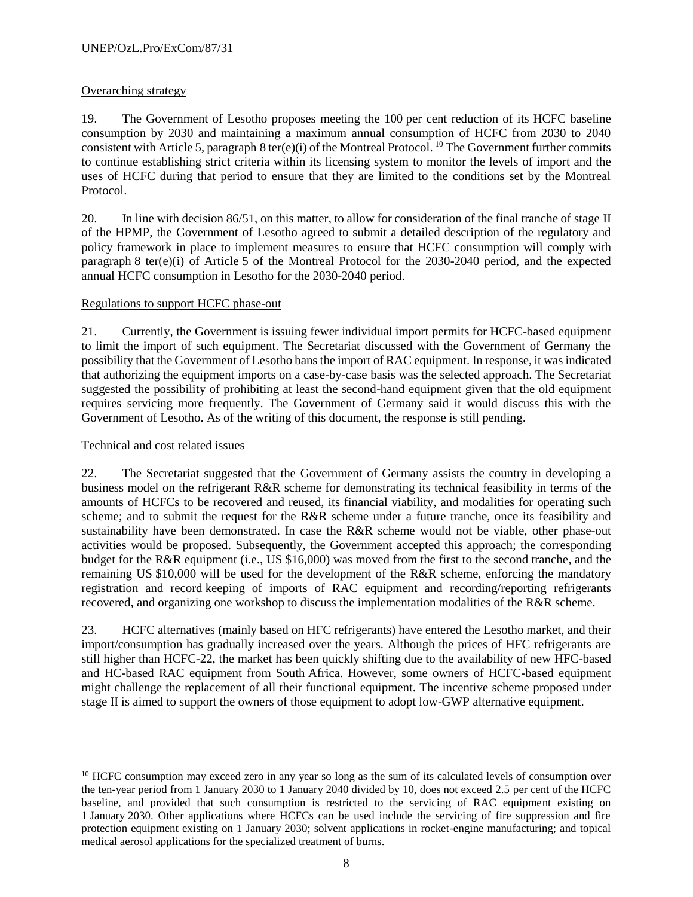Overarching strategy

19. The Government of Lesotho proposes meeting the 100 per cent reduction of its HCFC baseline consumption by 2030 and maintaining a maximum annual consumption of HCFC from 2030 to 2040 consistent with Article 5, paragraph 8 ter(e)(i) of the Montreal Protocol.[10] The Government further commits to continue establishing strict criteria within its licensing system to monitor the levels of import and the uses of HCFC during that period to ensure that they are limited to the conditions set by the Montreal Protocol.

20. In line with decision 86/51, on this matter, to allow for consideration of the final tranche of stage II of the HPMP, the Government of Lesotho agreed to submit a detailed description of the regulatory and policy framework in place to implement measures to ensure that HCFC consumption will comply with paragraph 8 ter(e)(i) of Article 5 of the Montreal Protocol for the 2030-2040 period, and the expected annual HCFC consumption in Lesotho for the 2030-2040 period.

Regulations to support HCFC phase-out

21. Currently, the Government is issuing fewer individual import permits for HCFC-based equipment to limit the import of such equipment. The Secretariat discussed with the Government of Germany the possibility that the Government of Lesotho bans the import of RAC equipment. In response, it was indicated that authorizing the equipment imports on a case-by-case basis was the selected approach. The Secretariat suggested the possibility of prohibiting at least the second-hand equipment given that the old equipment requires servicing more frequently. The Government of Germany said it would discuss this with the Government of Lesotho. As of the writing of this document, the response is still pending.

Technical and cost related issues

22. The Secretariat suggested that the Government of Germany assists the country in developing a business model on the refrigerant R&R scheme for demonstrating its technical feasibility in terms of the amounts of HCFCs to be recovered and reused, its financial viability, and modalities for operating such scheme; and to submit the request for the R&R scheme under a future tranche, once its feasibility and sustainability have been demonstrated. In case the R&R scheme would not be viable, other phase-out activities would be proposed. Subsequently, the Government accepted this approach; the corresponding budget for the R&R equipment (i.e., US $16,000) was moved from the first to the second tranche, and the remaining US $10,000 will be used for the development of the R&R scheme, enforcing the mandatory registration and record keeping of imports of RAC equipment and recording/reporting refrigerants recovered, and organizing one workshop to discuss the implementation modalities of the R&R scheme.

23. HCFC alternatives (mainly based on HFC refrigerants) have entered the Lesotho market, and their import/consumption has gradually increased over the years. Although the prices of HFC refrigerants are still higher than HCFC-22, the market has been quickly shifting due to the availability of new HFC-based and HC-based RAC equipment from South Africa. However, some owners of HCFC-based equipment might challenge the replacement of all their functional equipment. The incentive scheme proposed under stage II is aimed to support the owners of those equipment to adopt low-GWP alternative equipment.

[10] HCFC consumption may exceed zero in any year so long as the sum of its calculated levels of consumption over the ten-year period from 1 January 2030 to 1 January 2040 divided by 10, does not exceed 2.5 per cent of the HCFC baseline, and provided that such consumption is restricted to the servicing of RAC equipment existing on 1 January 2030. Other applications where HCFCs can be used include the servicing of fire suppression and fire protection equipment existing on 1 January 2030; solvent applications in rocket-engine manufacturing; and topical medical aerosol applications for the specialized treatment of burns.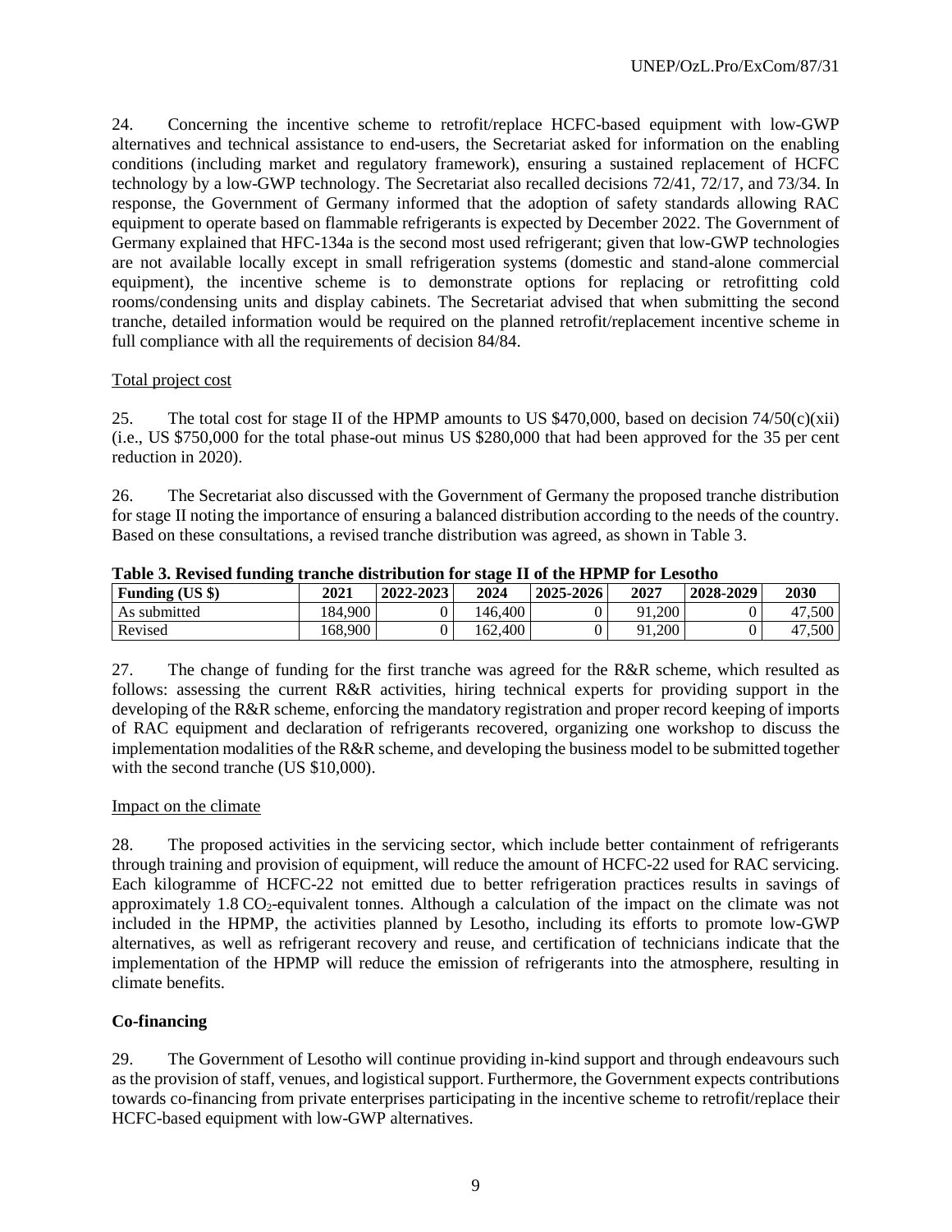24. Concerning the incentive scheme to retrofit/replace HCFC-based equipment with low-GWP alternatives and technical assistance to end-users, the Secretariat asked for information on the enabling conditions (including market and regulatory framework), ensuring a sustained replacement of HCFC technology by a low-GWP technology. The Secretariat also recalled decisions 72/41, 72/17, and 73/34. In response, the Government of Germany informed that the adoption of safety standards allowing RAC equipment to operate based on flammable refrigerants is expected by December 2022. The Government of Germany explained that HFC-134a is the second most used refrigerant; given that low-GWP technologies are not available locally except in small refrigeration systems (domestic and stand-alone commercial equipment), the incentive scheme is to demonstrate options for replacing or retrofitting cold rooms/condensing units and display cabinets. The Secretariat advised that when submitting the second tranche, detailed information would be required on the planned retrofit/replacement incentive scheme in full compliance with all the requirements of decision 84/84.

Total project cost

25. The total cost for stage II of the HPMP amounts to US $470,000, based on decision 74/50(c)(xii) (i.e., US $750,000 for the total phase-out minus US $280,000 that had been approved for the 35 per cent reduction in 2020).

26. The Secretariat also discussed with the Government of Germany the proposed tranche distribution for stage II noting the importance of ensuring a balanced distribution according to the needs of the country. Based on these consultations, a revised tranche distribution was agreed, as shown in Table 3.

**Table 3. Revised funding tranche distribution for stage II of the HPMP for Lesotho**

| Funding (US $) | 2021 | 2022-2023 | 2024 | 2025-2026 | 2027 | 2028-2029 | 2030 |
|---|---|---|---|---|---|---|---|
| As submitted | 184,900 | 0 | 146,400 | 0 | 91,200 | 0 | 47,500 |
| Revised | 168,900 | 0 | 162,400 | 0 | 91,200 | 0 | 47,500 |

27. The change of funding for the first tranche was agreed for the R&R scheme, which resulted as follows: assessing the current R&R activities, hiring technical experts for providing support in the developing of the R&R scheme, enforcing the mandatory registration and proper record keeping of imports of RAC equipment and declaration of refrigerants recovered, organizing one workshop to discuss the implementation modalities of the R&R scheme, and developing the business model to be submitted together with the second tranche (US $10,000).

Impact on the climate

28. The proposed activities in the servicing sector, which include better containment of refrigerants through training and provision of equipment, will reduce the amount of HCFC-22 used for RAC servicing. Each kilogramme of HCFC-22 not emitted due to better refrigeration practices results in savings of approximately 1.8 $CO_2$-equivalent tonnes. Although a calculation of the impact on the climate was not included in the HPMP, the activities planned by Lesotho, including its efforts to promote low-GWP alternatives, as well as refrigerant recovery and reuse, and certification of technicians indicate that the implementation of the HPMP will reduce the emission of refrigerants into the atmosphere, resulting in climate benefits.

**Co-financing**

29. The Government of Lesotho will continue providing in-kind support and through endeavours such as the provision of staff, venues, and logistical support. Furthermore, the Government expects contributions towards co-financing from private enterprises participating in the incentive scheme to retrofit/replace their HCFC-based equipment with low-GWP alternatives.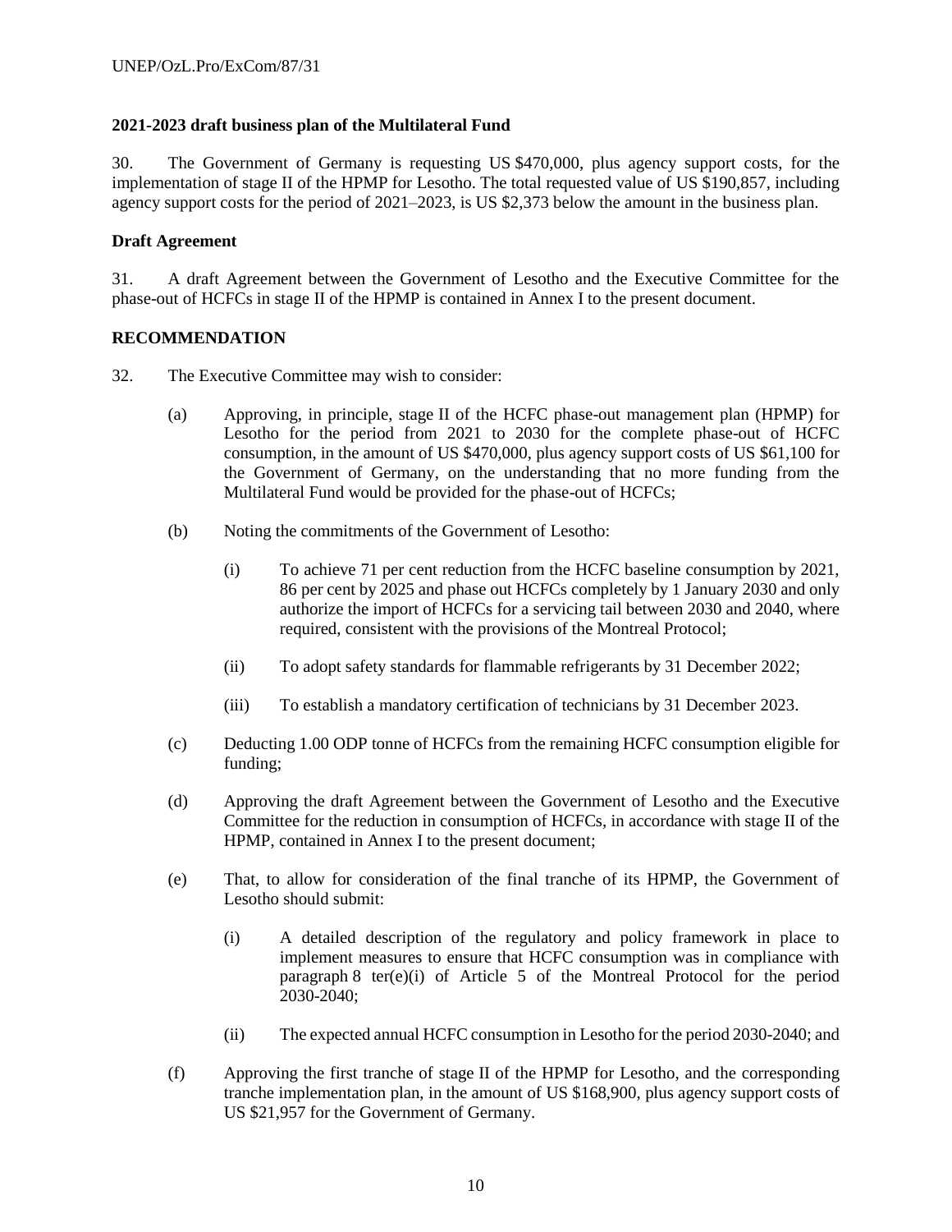**2021-2023 draft business plan of the Multilateral Fund**

30. The Government of Germany is requesting US $470,000, plus agency support costs, for the implementation of stage II of the HPMP for Lesotho. The total requested value of US $190,857, including agency support costs for the period of 2021–2023, is US $2,373 below the amount in the business plan.

**Draft Agreement**

31. A draft Agreement between the Government of Lesotho and the Executive Committee for the phase-out of HCFCs in stage II of the HPMP is contained in Annex I to the present document.

**RECOMMENDATION**

32. The Executive Committee may wish to consider:

(a) Approving, in principle, stage II of the HCFC phase-out management plan (HPMP) for Lesotho for the period from 2021 to 2030 for the complete phase-out of HCFC consumption, in the amount of US $470,000, plus agency support costs of US $61,100 for the Government of Germany, on the understanding that no more funding from the Multilateral Fund would be provided for the phase-out of HCFCs;

(b) Noting the commitments of the Government of Lesotho:

   (i) To achieve 71 per cent reduction from the HCFC baseline consumption by 2021, 86 per cent by 2025 and phase out HCFCs completely by 1 January 2030 and only authorize the import of HCFCs for a servicing tail between 2030 and 2040, where required, consistent with the provisions of the Montreal Protocol;

   (ii) To adopt safety standards for flammable refrigerants by 31 December 2022;

   (iii) To establish a mandatory certification of technicians by 31 December 2023.

(c) Deducting 1.00 ODP tonne of HCFCs from the remaining HCFC consumption eligible for funding;

(d) Approving the draft Agreement between the Government of Lesotho and the Executive Committee for the reduction in consumption of HCFCs, in accordance with stage II of the HPMP, contained in Annex I to the present document;

(e) That, to allow for consideration of the final tranche of its HPMP, the Government of Lesotho should submit:

   (i) A detailed description of the regulatory and policy framework in place to implement measures to ensure that HCFC consumption was in compliance with paragraph 8 ter(e)(i) of Article 5 of the Montreal Protocol for the period 2030-2040;

   (ii) The expected annual HCFC consumption in Lesotho for the period 2030-2040; and

(f) Approving the first tranche of stage II of the HPMP for Lesotho, and the corresponding tranche implementation plan, in the amount of US $168,900, plus agency support costs of US $21,957 for the Government of Germany.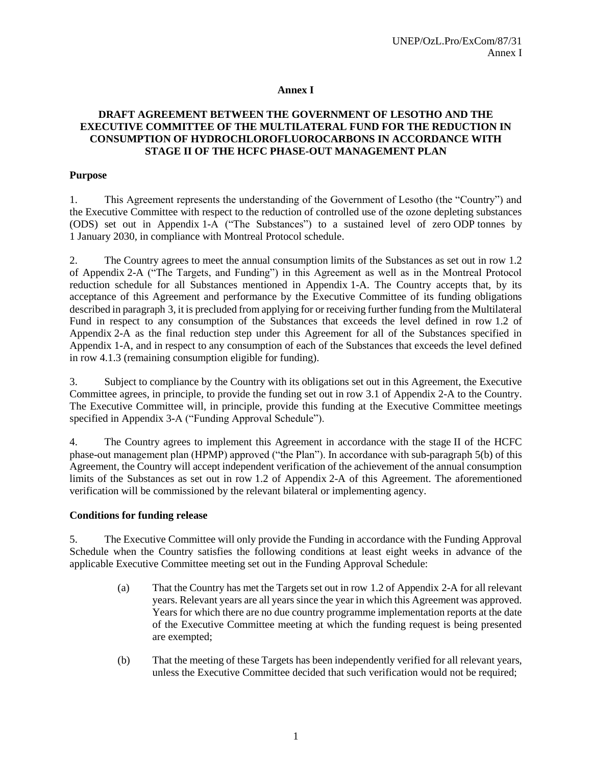## Annex I

### DRAFT AGREEMENT BETWEEN THE GOVERNMENT OF LESOTHO AND THE EXECUTIVE COMMITTEE OF THE MULTILATERAL FUND FOR THE REDUCTION IN CONSUMPTION OF HYDROCHLOROFLUOROCARBONS IN ACCORDANCE WITH STAGE II OF THE HCFC PHASE-OUT MANAGEMENT PLAN

**Purpose**

1. This Agreement represents the understanding of the Government of Lesotho (the "Country") and the Executive Committee with respect to the reduction of controlled use of the ozone depleting substances (ODS) set out in Appendix 1-A ("The Substances") to a sustained level of zero ODP tonnes by 1 January 2030, in compliance with Montreal Protocol schedule.

2. The Country agrees to meet the annual consumption limits of the Substances as set out in row 1.2 of Appendix 2-A ("The Targets, and Funding") in this Agreement as well as in the Montreal Protocol reduction schedule for all Substances mentioned in Appendix 1-A. The Country accepts that, by its acceptance of this Agreement and performance by the Executive Committee of its funding obligations described in paragraph 3, it is precluded from applying for or receiving further funding from the Multilateral Fund in respect to any consumption of the Substances that exceeds the level defined in row 1.2 of Appendix 2-A as the final reduction step under this Agreement for all of the Substances specified in Appendix 1-A, and in respect to any consumption of each of the Substances that exceeds the level defined in row 4.1.3 (remaining consumption eligible for funding).

3. Subject to compliance by the Country with its obligations set out in this Agreement, the Executive Committee agrees, in principle, to provide the funding set out in row 3.1 of Appendix 2-A to the Country. The Executive Committee will, in principle, provide this funding at the Executive Committee meetings specified in Appendix 3-A ("Funding Approval Schedule").

4. The Country agrees to implement this Agreement in accordance with the stage II of the HCFC phase-out management plan (HPMP) approved ("the Plan"). In accordance with sub-paragraph 5(b) of this Agreement, the Country will accept independent verification of the achievement of the annual consumption limits of the Substances as set out in row 1.2 of Appendix 2-A of this Agreement. The aforementioned verification will be commissioned by the relevant bilateral or implementing agency.

**Conditions for funding release**

5. The Executive Committee will only provide the Funding in accordance with the Funding Approval Schedule when the Country satisfies the following conditions at least eight weeks in advance of the applicable Executive Committee meeting set out in the Funding Approval Schedule:

   (a) That the Country has met the Targets set out in row 1.2 of Appendix 2-A for all relevant years. Relevant years are all years since the year in which this Agreement was approved. Years for which there are no due country programme implementation reports at the date of the Executive Committee meeting at which the funding request is being presented are exempted;

   (b) That the meeting of these Targets has been independently verified for all relevant years, unless the Executive Committee decided that such verification would not be required;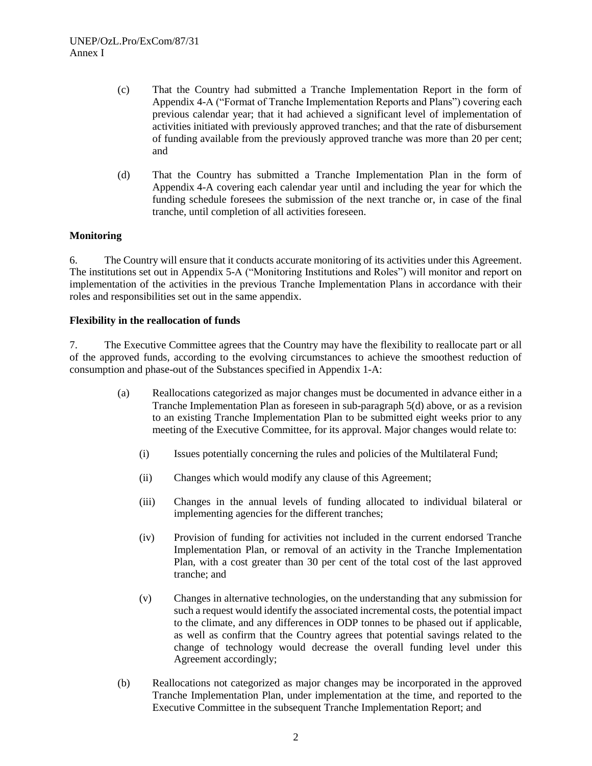(c) That the Country had submitted a Tranche Implementation Report in the form of Appendix 4-A ("Format of Tranche Implementation Reports and Plans") covering each previous calendar year; that it had achieved a significant level of implementation of activities initiated with previously approved tranches; and that the rate of disbursement of funding available from the previously approved tranche was more than 20 per cent; and

(d) That the Country has submitted a Tranche Implementation Plan in the form of Appendix 4-A covering each calendar year until and including the year for which the funding schedule foresees the submission of the next tranche or, in case of the final tranche, until completion of all activities foreseen.

**Monitoring**

6. The Country will ensure that it conducts accurate monitoring of its activities under this Agreement. The institutions set out in Appendix 5-A ("Monitoring Institutions and Roles") will monitor and report on implementation of the activities in the previous Tranche Implementation Plans in accordance with their roles and responsibilities set out in the same appendix.

**Flexibility in the reallocation of funds**

7. The Executive Committee agrees that the Country may have the flexibility to reallocate part or all of the approved funds, according to the evolving circumstances to achieve the smoothest reduction of consumption and phase-out of the Substances specified in Appendix 1-A:

(a) Reallocations categorized as major changes must be documented in advance either in a Tranche Implementation Plan as foreseen in sub-paragraph 5(d) above, or as a revision to an existing Tranche Implementation Plan to be submitted eight weeks prior to any meeting of the Executive Committee, for its approval. Major changes would relate to:

   (i) Issues potentially concerning the rules and policies of the Multilateral Fund;

   (ii) Changes which would modify any clause of this Agreement;

   (iii) Changes in the annual levels of funding allocated to individual bilateral or implementing agencies for the different tranches;

   (iv) Provision of funding for activities not included in the current endorsed Tranche Implementation Plan, or removal of an activity in the Tranche Implementation Plan, with a cost greater than 30 per cent of the total cost of the last approved tranche; and

   (v) Changes in alternative technologies, on the understanding that any submission for such a request would identify the associated incremental costs, the potential impact to the climate, and any differences in ODP tonnes to be phased out if applicable, as well as confirm that the Country agrees that potential savings related to the change of technology would decrease the overall funding level under this Agreement accordingly;

(b) Reallocations not categorized as major changes may be incorporated in the approved Tranche Implementation Plan, under implementation at the time, and reported to the Executive Committee in the subsequent Tranche Implementation Report; and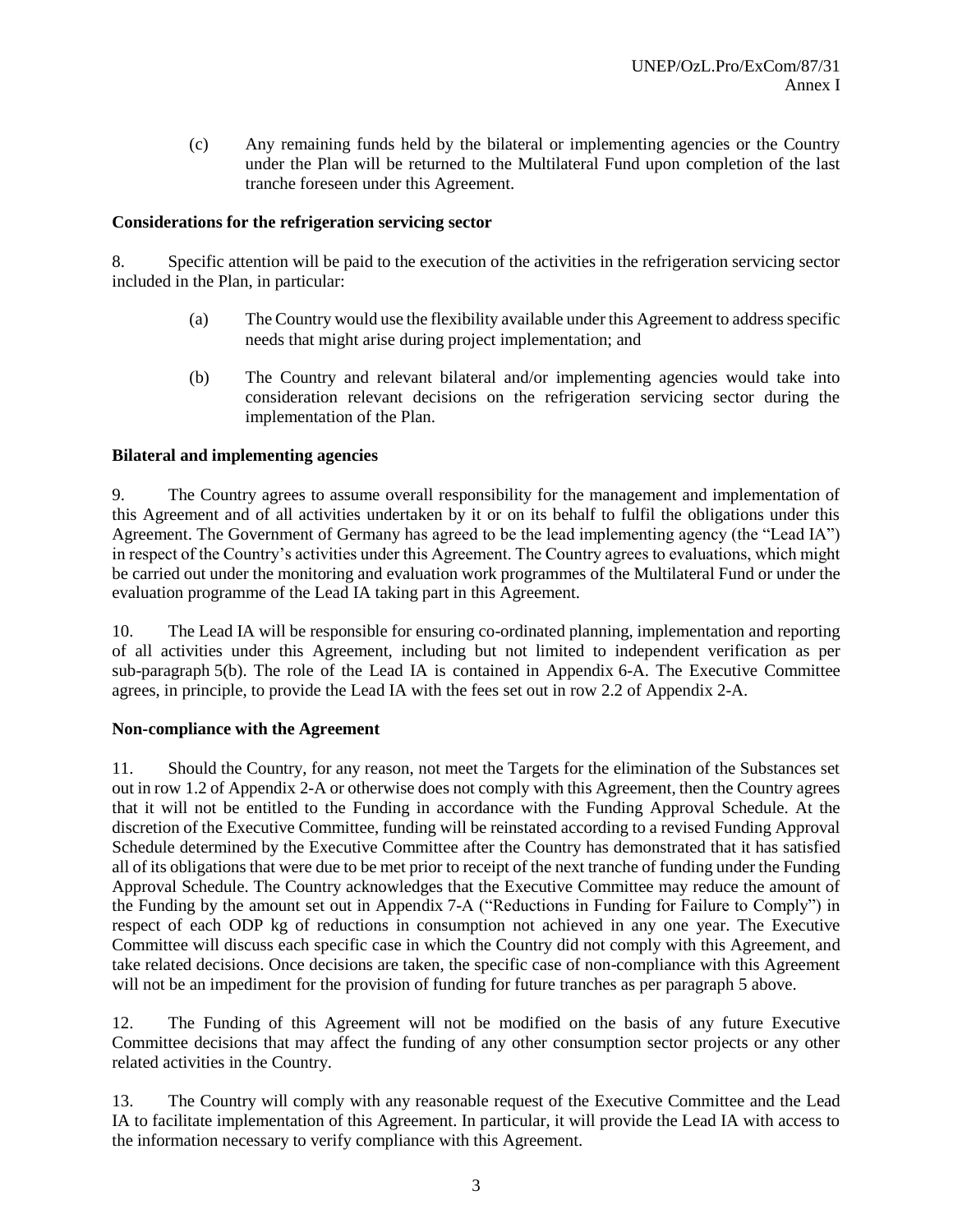(c) Any remaining funds held by the bilateral or implementing agencies or the Country under the Plan will be returned to the Multilateral Fund upon completion of the last tranche foreseen under this Agreement.

**Considerations for the refrigeration servicing sector**

8. Specific attention will be paid to the execution of the activities in the refrigeration servicing sector included in the Plan, in particular:

(a) The Country would use the flexibility available under this Agreement to address specific needs that might arise during project implementation; and

(b) The Country and relevant bilateral and/or implementing agencies would take into consideration relevant decisions on the refrigeration servicing sector during the implementation of the Plan.

**Bilateral and implementing agencies**

9. The Country agrees to assume overall responsibility for the management and implementation of this Agreement and of all activities undertaken by it or on its behalf to fulfil the obligations under this Agreement. The Government of Germany has agreed to be the lead implementing agency (the "Lead IA") in respect of the Country's activities under this Agreement. The Country agrees to evaluations, which might be carried out under the monitoring and evaluation work programmes of the Multilateral Fund or under the evaluation programme of the Lead IA taking part in this Agreement.

10. The Lead IA will be responsible for ensuring co-ordinated planning, implementation and reporting of all activities under this Agreement, including but not limited to independent verification as per sub-paragraph 5(b). The role of the Lead IA is contained in Appendix 6-A. The Executive Committee agrees, in principle, to provide the Lead IA with the fees set out in row 2.2 of Appendix 2-A.

**Non-compliance with the Agreement**

11. Should the Country, for any reason, not meet the Targets for the elimination of the Substances set out in row 1.2 of Appendix 2-A or otherwise does not comply with this Agreement, then the Country agrees that it will not be entitled to the Funding in accordance with the Funding Approval Schedule. At the discretion of the Executive Committee, funding will be reinstated according to a revised Funding Approval Schedule determined by the Executive Committee after the Country has demonstrated that it has satisfied all of its obligations that were due to be met prior to receipt of the next tranche of funding under the Funding Approval Schedule. The Country acknowledges that the Executive Committee may reduce the amount of the Funding by the amount set out in Appendix 7-A ("Reductions in Funding for Failure to Comply") in respect of each ODP kg of reductions in consumption not achieved in any one year. The Executive Committee will discuss each specific case in which the Country did not comply with this Agreement, and take related decisions. Once decisions are taken, the specific case of non-compliance with this Agreement will not be an impediment for the provision of funding for future tranches as per paragraph 5 above.

12. The Funding of this Agreement will not be modified on the basis of any future Executive Committee decisions that may affect the funding of any other consumption sector projects or any other related activities in the Country.

13. The Country will comply with any reasonable request of the Executive Committee and the Lead IA to facilitate implementation of this Agreement. In particular, it will provide the Lead IA with access to the information necessary to verify compliance with this Agreement.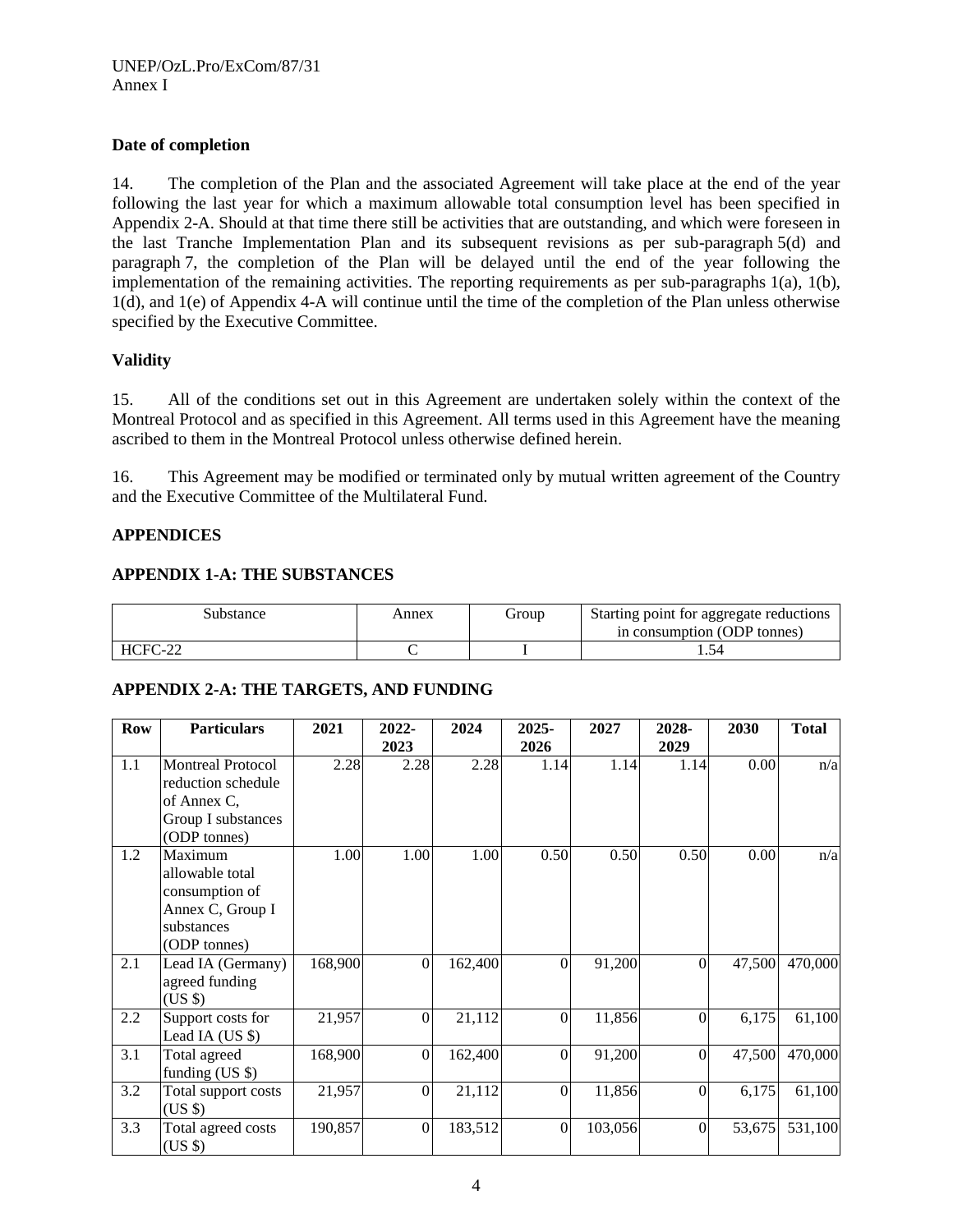**Date of completion**

14. The completion of the Plan and the associated Agreement will take place at the end of the year following the last year for which a maximum allowable total consumption level has been specified in Appendix 2-A. Should at that time there still be activities that are outstanding, and which were foreseen in the last Tranche Implementation Plan and its subsequent revisions as per sub-paragraph 5(d) and paragraph 7, the completion of the Plan will be delayed until the end of the year following the implementation of the remaining activities. The reporting requirements as per sub-paragraphs 1(a), 1(b), 1(d), and 1(e) of Appendix 4-A will continue until the time of the completion of the Plan unless otherwise specified by the Executive Committee.

**Validity**

15. All of the conditions set out in this Agreement are undertaken solely within the context of the Montreal Protocol and as specified in this Agreement. All terms used in this Agreement have the meaning ascribed to them in the Montreal Protocol unless otherwise defined herein.

16. This Agreement may be modified or terminated only by mutual written agreement of the Country and the Executive Committee of the Multilateral Fund.

**APPENDICES**

**APPENDIX 1-A: THE SUBSTANCES**

| Substance | Annex | Group | Starting point for aggregate reductions in consumption (ODP tonnes) |
|---|---|---|---|
| HCFC-22 | C | I | 1.54 |

**APPENDIX 2-A: THE TARGETS, AND FUNDING**

| Row | Particulars | 2021 | 2022-2023 | 2024 | 2025-2026 | 2027 | 2028-2029 | 2030 | Total |
|---|---|---|---|---|---|---|---|---|---|
| 1.1 | Montreal Protocol reduction schedule of Annex C, Group I substances (ODP tonnes) | 2.28 | 2.28 | 2.28 | 1.14 | 1.14 | 1.14 | 0.00 | n/a |
| 1.2 | Maximum allowable total consumption of Annex C, Group I substances (ODP tonnes) | 1.00 | 1.00 | 1.00 | 0.50 | 0.50 | 0.50 | 0.00 | n/a |
| 2.1 | Lead IA (Germany) agreed funding (US $) | 168,900 | 0 | 162,400 | 0 | 91,200 | 0 | 47,500 | 470,000 |
| 2.2 | Support costs for Lead IA (US $) | 21,957 | 0 | 21,112 | 0 | 11,856 | 0 | 6,175 | 61,100 |
| 3.1 | Total agreed funding (US $) | 168,900 | 0 | 162,400 | 0 | 91,200 | 0 | 47,500 | 470,000 |
| 3.2 | Total support costs (US $) | 21,957 | 0 | 21,112 | 0 | 11,856 | 0 | 6,175 | 61,100 |
| 3.3 | Total agreed costs (US $) | 190,857 | 0 | 183,512 | 0 | 103,056 | 0 | 53,675 | 531,100 |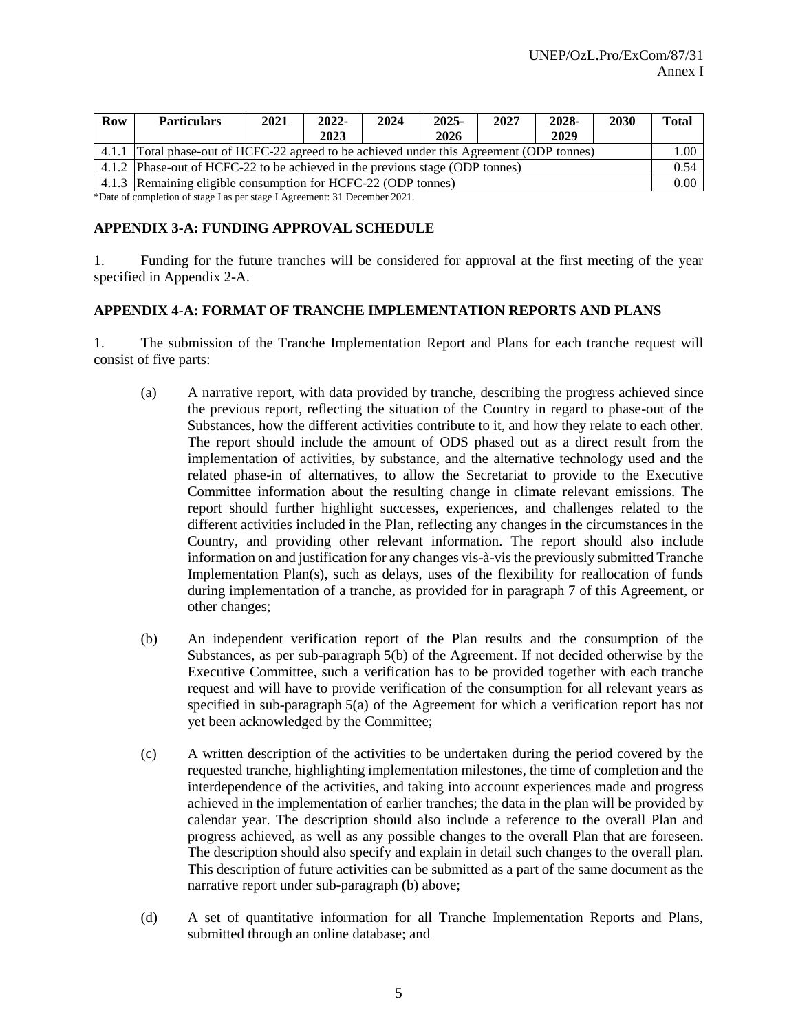| Row | Particulars | 2021 | 2022-2023 | 2024 | 2025-2026 | 2027 | 2028-2029 | 2030 | Total |
|---|---|---|---|---|---|---|---|---|---|
| 4.1.1 | Total phase-out of HCFC-22 agreed to be achieved under this Agreement (ODP tonnes) | | | | | | | | 1.00 |
| 4.1.2 | Phase-out of HCFC-22 to be achieved in the previous stage (ODP tonnes) | | | | | | | | 0.54 |
| 4.1.3 | Remaining eligible consumption for HCFC-22 (ODP tonnes) | | | | | | | | 0.00 |

*Date of completion of stage I as per stage I Agreement: 31 December 2021.

## APPENDIX 3-A: FUNDING APPROVAL SCHEDULE

1. Funding for the future tranches will be considered for approval at the first meeting of the year specified in Appendix 2-A.

## APPENDIX 4-A: FORMAT OF TRANCHE IMPLEMENTATION REPORTS AND PLANS

1. The submission of the Tranche Implementation Report and Plans for each tranche request will consist of five parts:

(a) A narrative report, with data provided by tranche, describing the progress achieved since the previous report, reflecting the situation of the Country in regard to phase-out of the Substances, how the different activities contribute to it, and how they relate to each other. The report should include the amount of ODS phased out as a direct result from the implementation of activities, by substance, and the alternative technology used and the related phase-in of alternatives, to allow the Secretariat to provide to the Executive Committee information about the resulting change in climate relevant emissions. The report should further highlight successes, experiences, and challenges related to the different activities included in the Plan, reflecting any changes in the circumstances in the Country, and providing other relevant information. The report should also include information on and justification for any changes vis-à-vis the previously submitted Tranche Implementation Plan(s), such as delays, uses of the flexibility for reallocation of funds during implementation of a tranche, as provided for in paragraph 7 of this Agreement, or other changes;

(b) An independent verification report of the Plan results and the consumption of the Substances, as per sub-paragraph 5(b) of the Agreement. If not decided otherwise by the Executive Committee, such a verification has to be provided together with each tranche request and will have to provide verification of the consumption for all relevant years as specified in sub-paragraph 5(a) of the Agreement for which a verification report has not yet been acknowledged by the Committee;

(c) A written description of the activities to be undertaken during the period covered by the requested tranche, highlighting implementation milestones, the time of completion and the interdependence of the activities, and taking into account experiences made and progress achieved in the implementation of earlier tranches; the data in the plan will be provided by calendar year. The description should also include a reference to the overall Plan and progress achieved, as well as any possible changes to the overall Plan that are foreseen. The description should also specify and explain in detail such changes to the overall plan. This description of future activities can be submitted as a part of the same document as the narrative report under sub-paragraph (b) above;

(d) A set of quantitative information for all Tranche Implementation Reports and Plans, submitted through an online database; and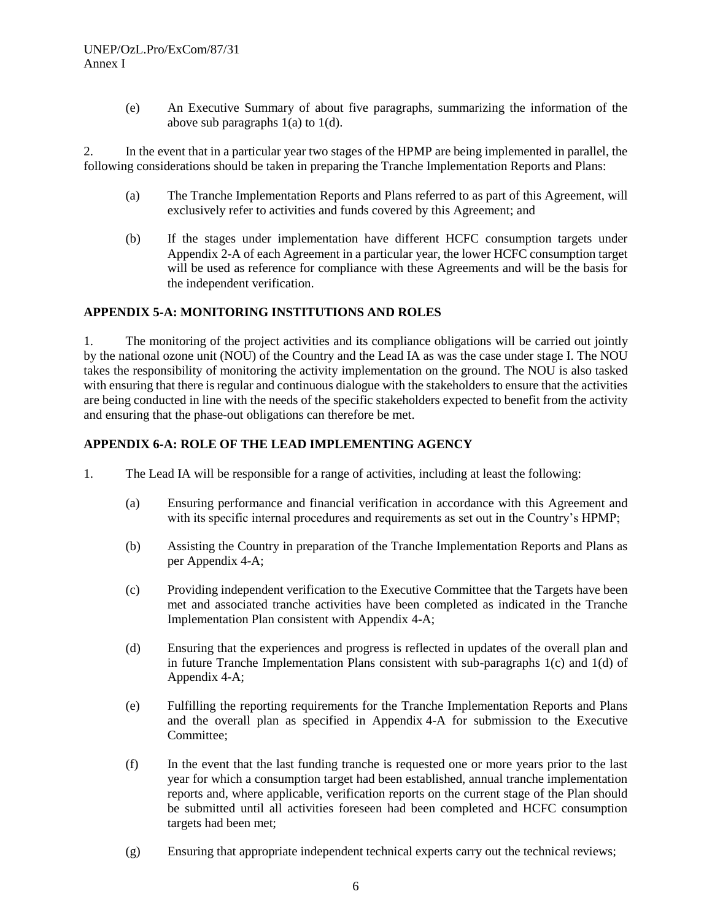(e) An Executive Summary of about five paragraphs, summarizing the information of the above sub paragraphs 1(a) to 1(d).

2. In the event that in a particular year two stages of the HPMP are being implemented in parallel, the following considerations should be taken in preparing the Tranche Implementation Reports and Plans:

(a) The Tranche Implementation Reports and Plans referred to as part of this Agreement, will exclusively refer to activities and funds covered by this Agreement; and

(b) If the stages under implementation have different HCFC consumption targets under Appendix 2-A of each Agreement in a particular year, the lower HCFC consumption target will be used as reference for compliance with these Agreements and will be the basis for the independent verification.

## APPENDIX 5-A: MONITORING INSTITUTIONS AND ROLES

1. The monitoring of the project activities and its compliance obligations will be carried out jointly by the national ozone unit (NOU) of the Country and the Lead IA as was the case under stage I. The NOU takes the responsibility of monitoring the activity implementation on the ground. The NOU is also tasked with ensuring that there is regular and continuous dialogue with the stakeholders to ensure that the activities are being conducted in line with the needs of the specific stakeholders expected to benefit from the activity and ensuring that the phase-out obligations can therefore be met.

## APPENDIX 6-A: ROLE OF THE LEAD IMPLEMENTING AGENCY

1. The Lead IA will be responsible for a range of activities, including at least the following:

(a) Ensuring performance and financial verification in accordance with this Agreement and with its specific internal procedures and requirements as set out in the Country's HPMP;

(b) Assisting the Country in preparation of the Tranche Implementation Reports and Plans as per Appendix 4-A;

(c) Providing independent verification to the Executive Committee that the Targets have been met and associated tranche activities have been completed as indicated in the Tranche Implementation Plan consistent with Appendix 4-A;

(d) Ensuring that the experiences and progress is reflected in updates of the overall plan and in future Tranche Implementation Plans consistent with sub-paragraphs 1(c) and 1(d) of Appendix 4-A;

(e) Fulfilling the reporting requirements for the Tranche Implementation Reports and Plans and the overall plan as specified in Appendix 4-A for submission to the Executive Committee;

(f) In the event that the last funding tranche is requested one or more years prior to the last year for which a consumption target had been established, annual tranche implementation reports and, where applicable, verification reports on the current stage of the Plan should be submitted until all activities foreseen had been completed and HCFC consumption targets had been met;

(g) Ensuring that appropriate independent technical experts carry out the technical reviews;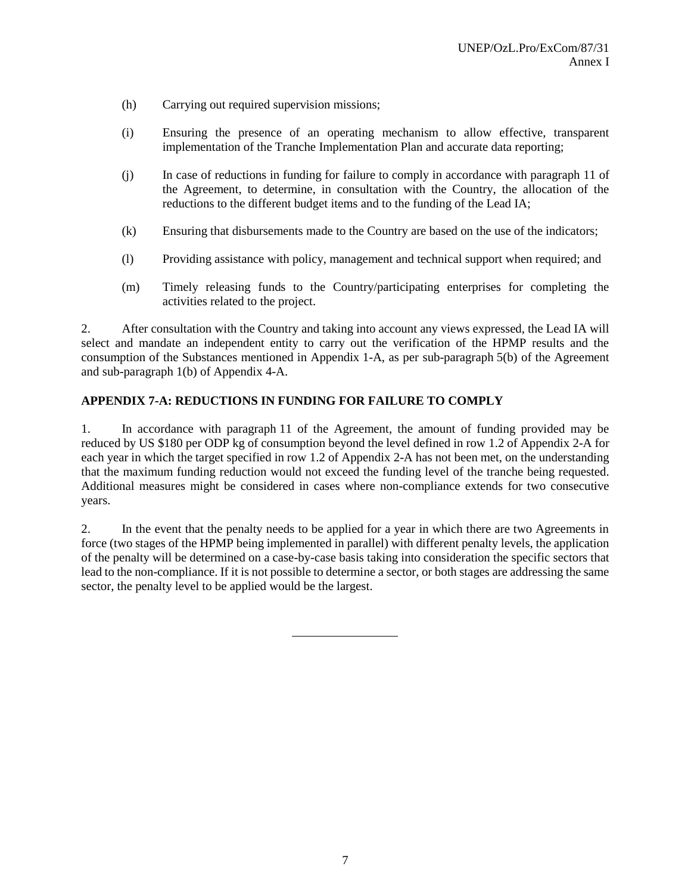(h) Carrying out required supervision missions;

(i) Ensuring the presence of an operating mechanism to allow effective, transparent implementation of the Tranche Implementation Plan and accurate data reporting;

(j) In case of reductions in funding for failure to comply in accordance with paragraph 11 of the Agreement, to determine, in consultation with the Country, the allocation of the reductions to the different budget items and to the funding of the Lead IA;

(k) Ensuring that disbursements made to the Country are based on the use of the indicators;

(l) Providing assistance with policy, management and technical support when required; and

(m) Timely releasing funds to the Country/participating enterprises for completing the activities related to the project.

2. After consultation with the Country and taking into account any views expressed, the Lead IA will select and mandate an independent entity to carry out the verification of the HPMP results and the consumption of the Substances mentioned in Appendix 1-A, as per sub-paragraph 5(b) of the Agreement and sub-paragraph 1(b) of Appendix 4-A.

**APPENDIX 7-A: REDUCTIONS IN FUNDING FOR FAILURE TO COMPLY**

1. In accordance with paragraph 11 of the Agreement, the amount of funding provided may be reduced by US $180 per ODP kg of consumption beyond the level defined in row 1.2 of Appendix 2-A for each year in which the target specified in row 1.2 of Appendix 2-A has not been met, on the understanding that the maximum funding reduction would not exceed the funding level of the tranche being requested. Additional measures might be considered in cases where non-compliance extends for two consecutive years.

2. In the event that the penalty needs to be applied for a year in which there are two Agreements in force (two stages of the HPMP being implemented in parallel) with different penalty levels, the application of the penalty will be determined on a case-by-case basis taking into consideration the specific sectors that lead to the non-compliance. If it is not possible to determine a sector, or both stages are addressing the same sector, the penalty level to be applied would be the largest.